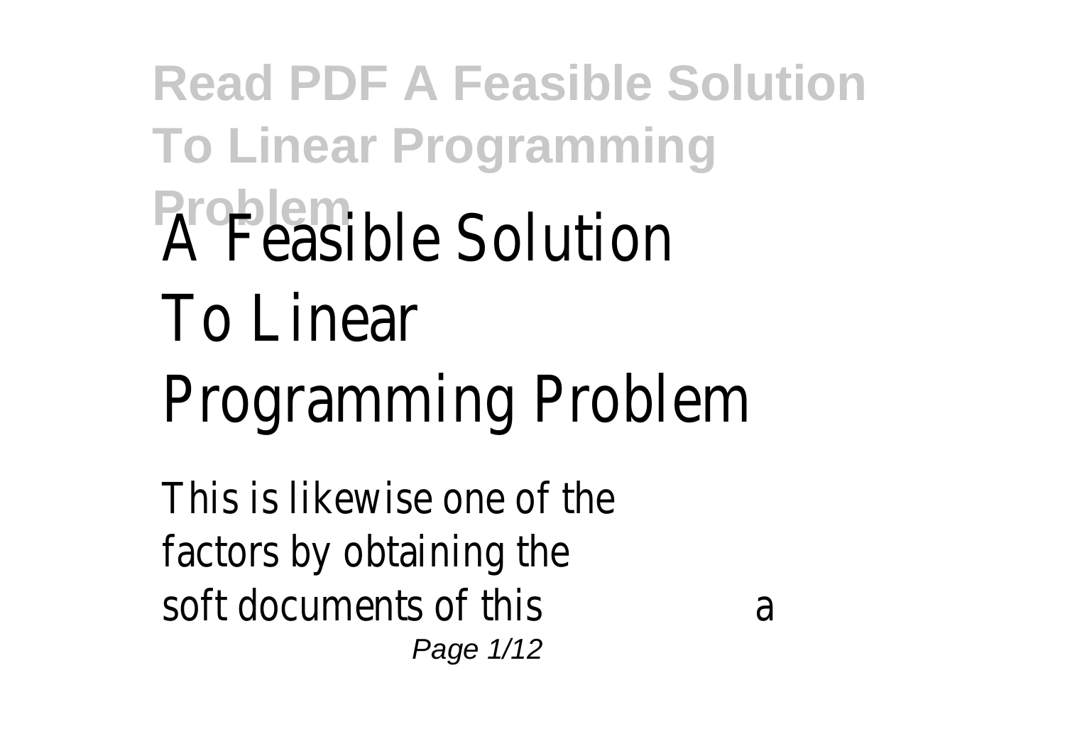# A Feasible Solution To Linear Programming Problem

This is likewise one of the factors by obtaining the soft documents of this a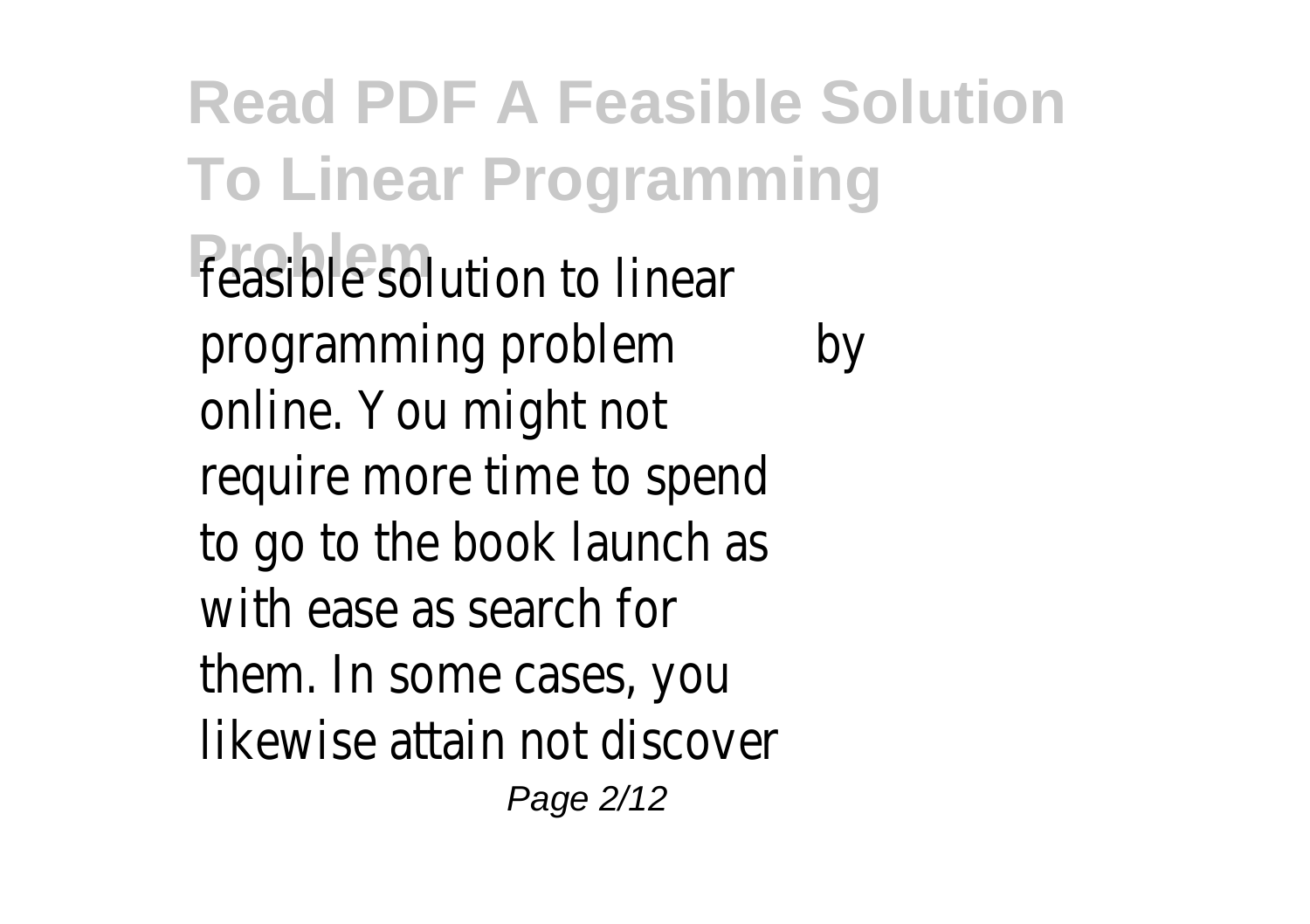feasible solution to linear programming problem by online. You might not require more time to spend to go to the book launch as with ease as search for them. In some cases, you likewise attain not discover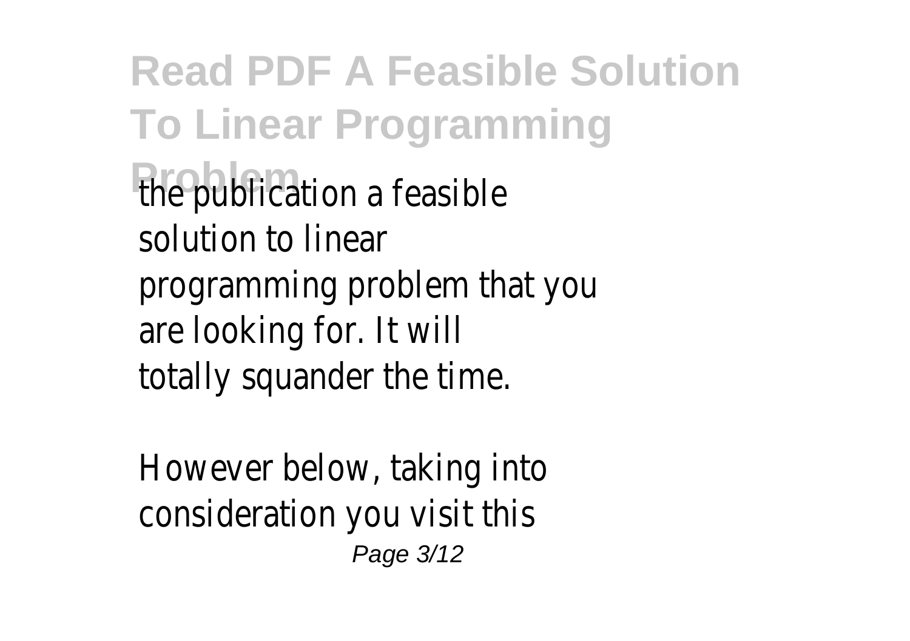the publication a feasible solution to linear programming problem that you are looking for. It will totally squander the time.

However below, taking into consideration you visit this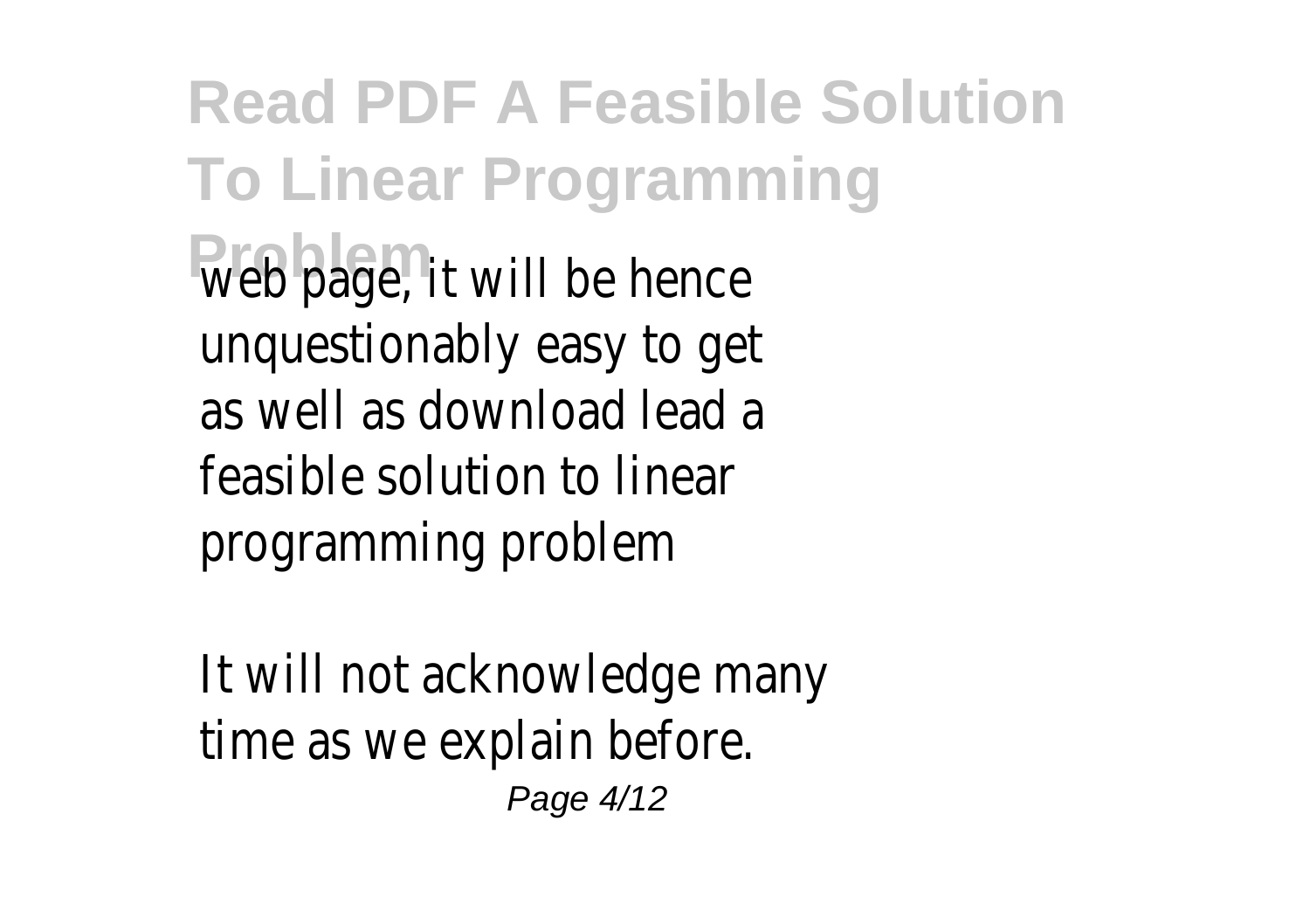web page, it will be hence unquestionably easy to get as well as download lead a feasible solution to linear programming problem

It will not acknowledge many time as we explain before.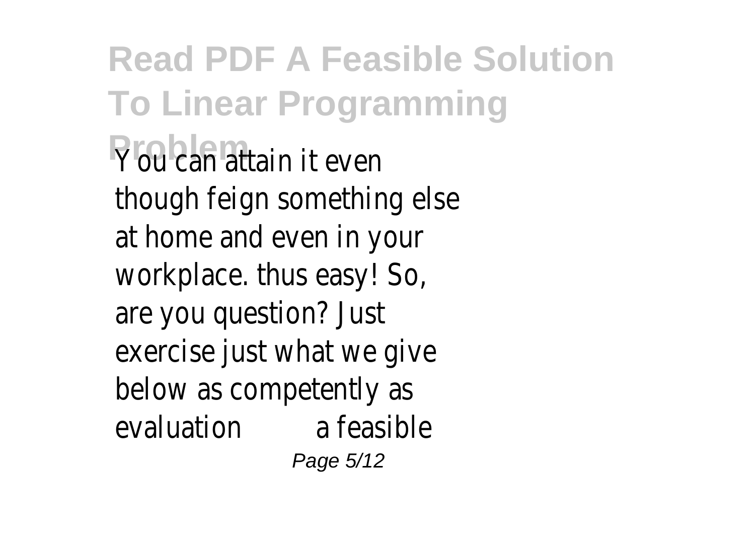You can attain it even though feign something else at home and even in your workplace. thus easy! So, are you question? Just exercise just what we give below as competently as evaluation a feasible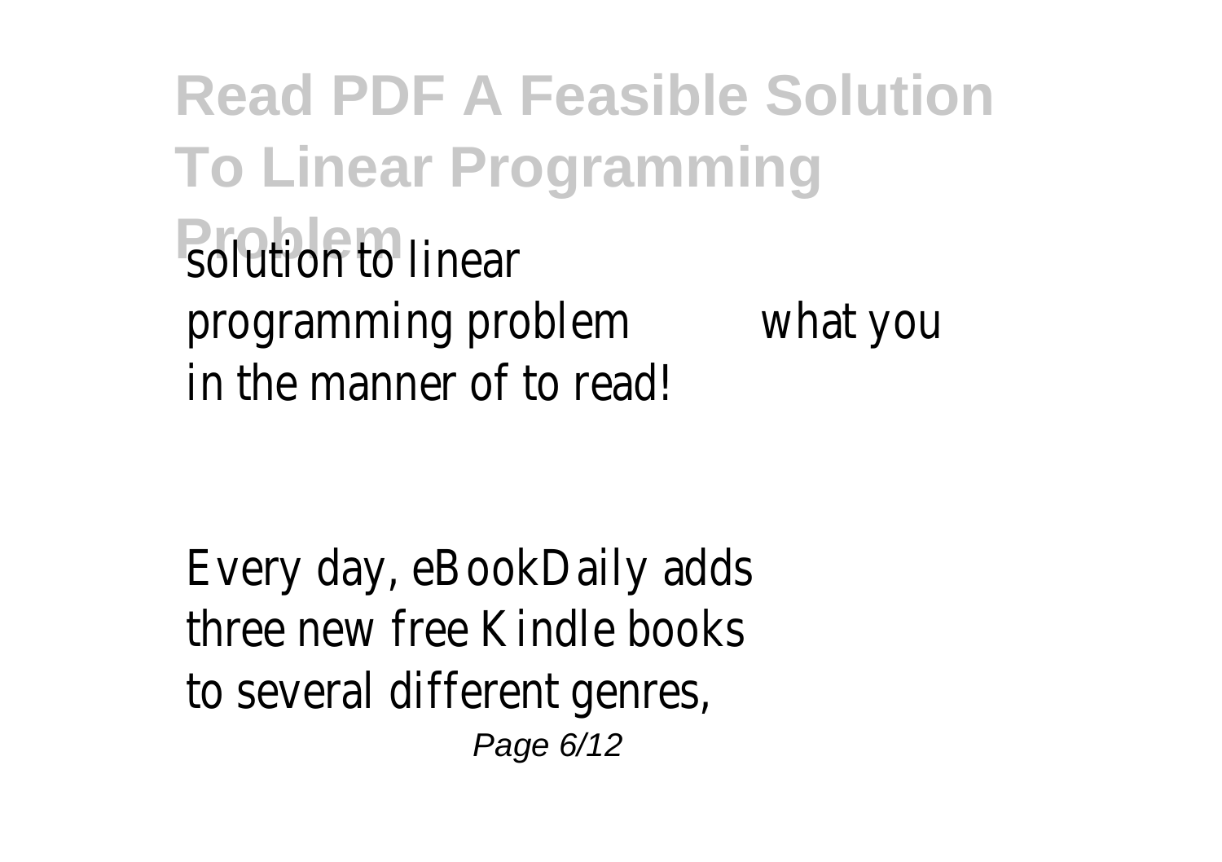solution to linear programming problem what you in the manner of to read!

Every day, eBookDaily adds three new free Kindle books to several different genres,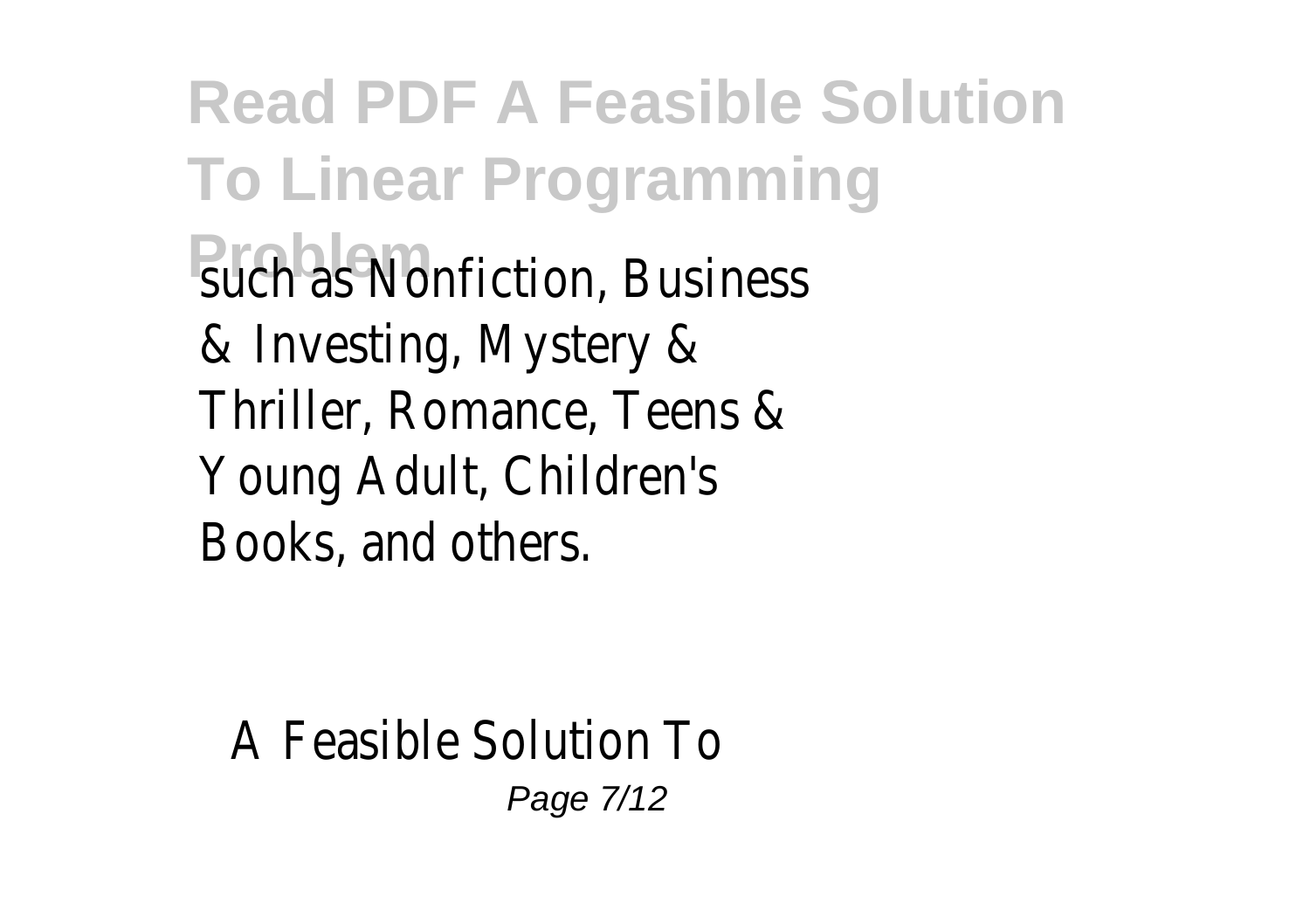such as Nonfiction, Business & Investing, Mystery & Thriller, Romance, Teens & Young Adult, Children's Books, and others.

A Feasible Solution To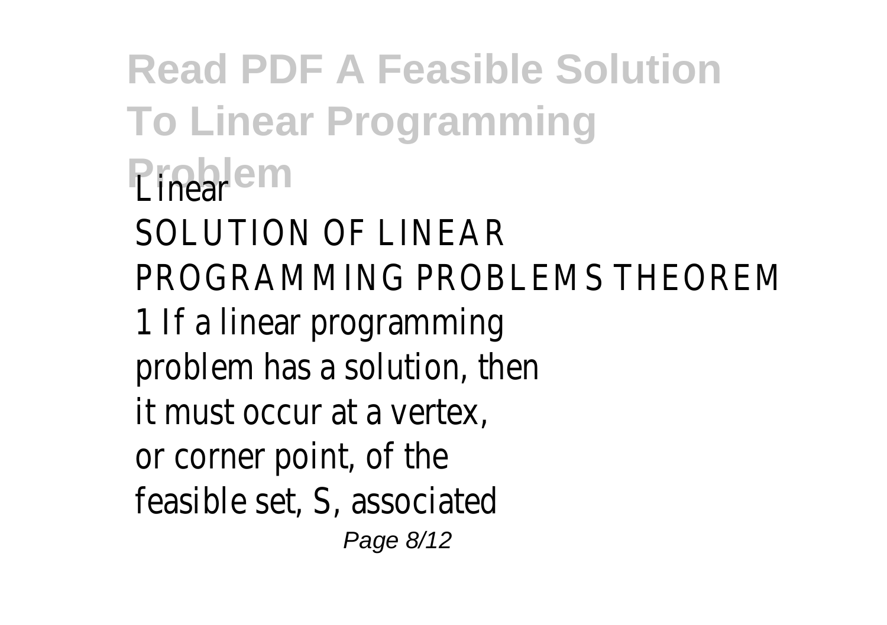Linear

SOLUTION OF LINEAR PROGRAMMING PROBLEMS THEOREM 1 If a linear programming problem has a solution, then it must occur at a vertex, or corner point, of the feasible set, S, associated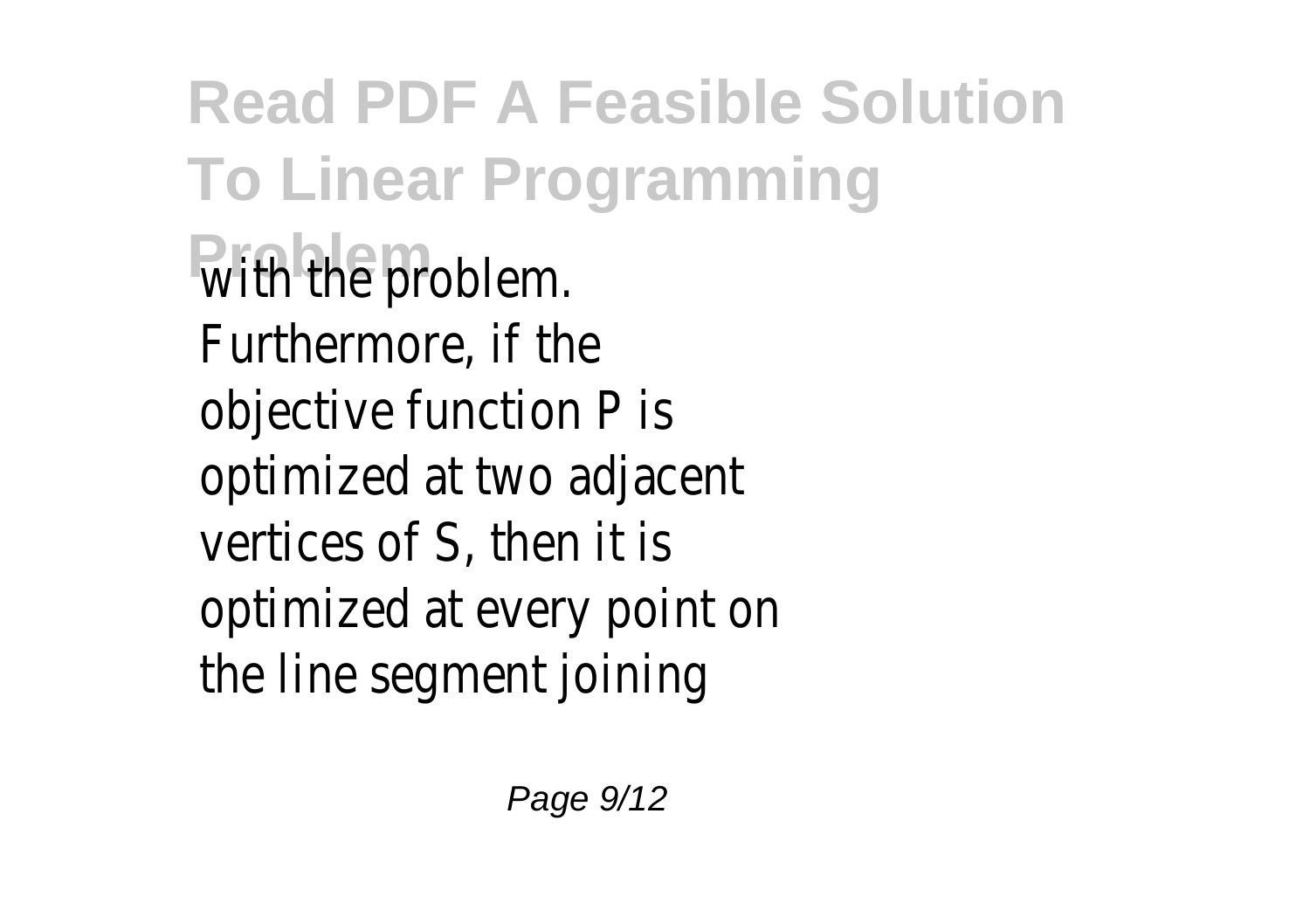with the problem. Furthermore, if the objective function P is optimized at two adjacent vertices of S, then it is optimized at every point on the line segment joining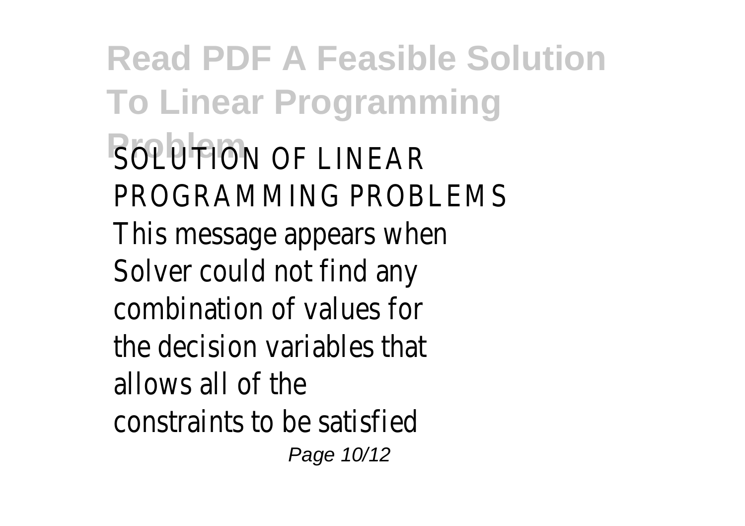SOLUTION OF LINEAR PROGRAMMING PROBLEMS This message appears when Solver could not find any combination of values for the decision variables that allows all of the constraints to be satisfied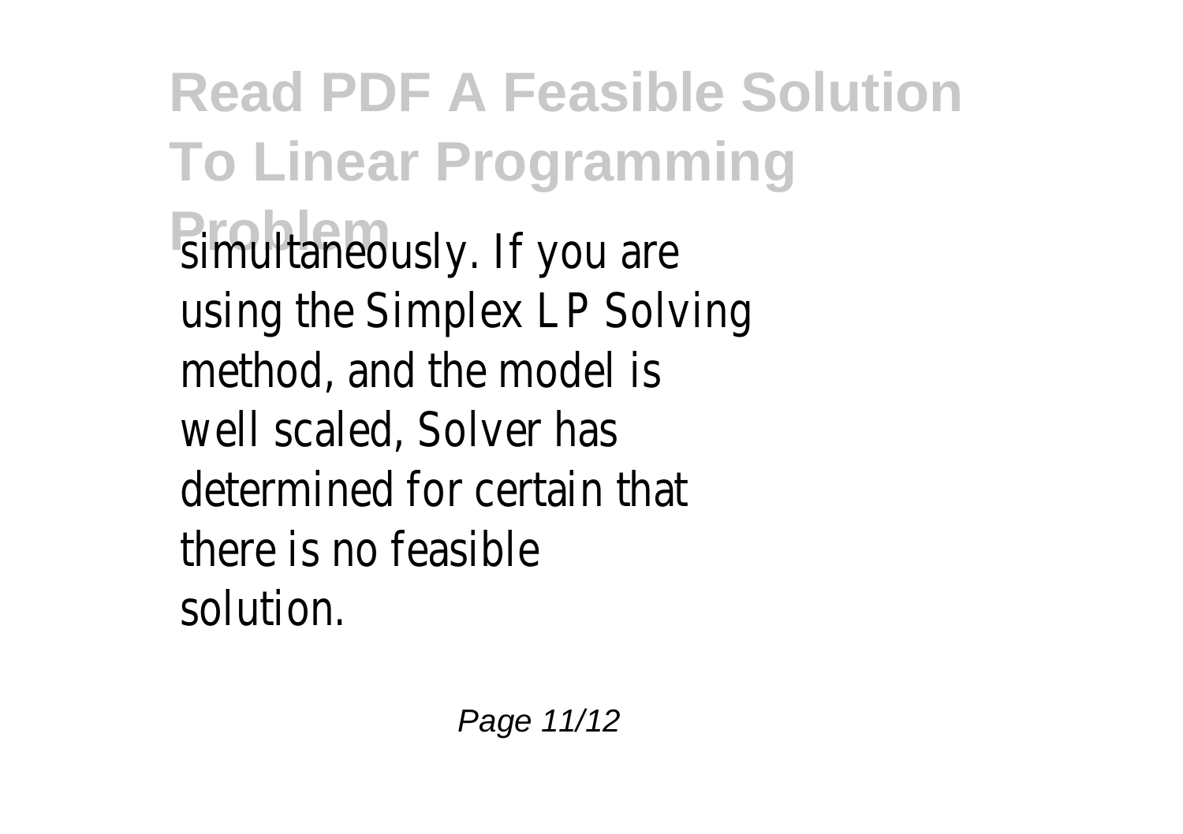simultaneously. If you are using the Simplex LP Solving method, and the model is well scaled, Solver has determined for certain that there is no feasible solution.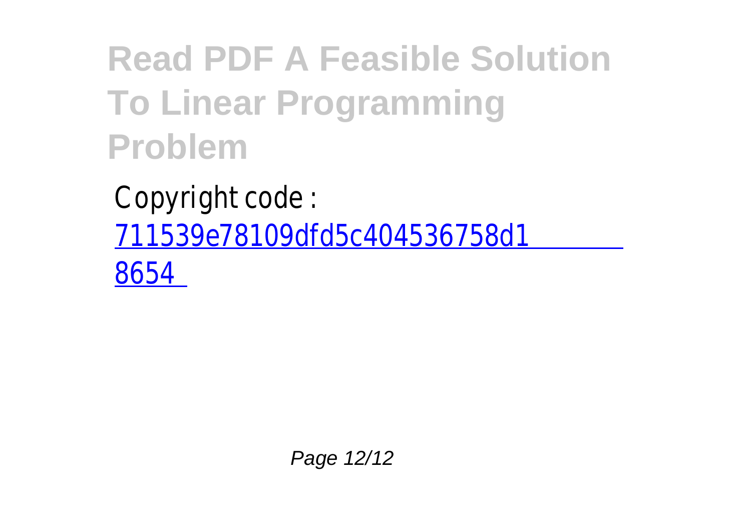Copyright code : 711539e78109dfd5c404536758d18654